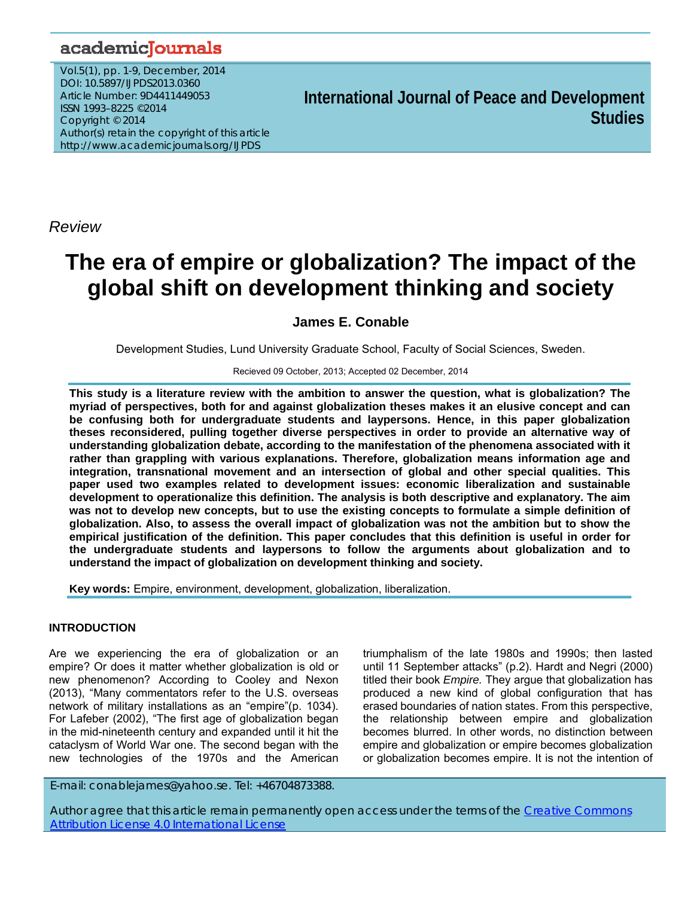*Review*

# The era of empire or globalization? The impact of the global shift on development thinking and society

**James E. Conable**

Development Studies, Lund University Graduate School, Faculty of Social Sciences, Sweden.

Recieved 09 October, 2013; Accepted 02 December, 2014

**This study is a literature review with the ambition to answer the question, what is globalization? The myriad of perspectives, both for and against globalization theses makes it an elusive concept and can be confusing both for undergraduate students and laypersons. Hence, in this paper globalization theses reconsidered, pulling together diverse perspectives in order to provide an alternative way of understanding globalization debate, according to the manifestation of the phenomena associated with it rather than grappling with various explanations. Therefore, globalization means information age and integration, transnational movement and an intersection of global and other special qualities. This paper used two examples related to development issues: economic liberalization and sustainable development to operationalize this definition. The analysis is both descriptive and explanatory. The aim was not to develop new concepts, but to use the existing concepts to formulate a simple definition of globalization. Also, to assess the overall impact of globalization was not the ambition but to show the empirical justification of the definition. This paper concludes that this definition is useful in order for the undergraduate students and laypersons to follow the arguments about globalization and to understand the impact of globalization on development thinking and society.**

**Key words:** Empire, environment, development, globalization, liberalization.

## INTRODUCTION

Are we experiencing the era of globalization or an empire? Or does it matter whether globalization is old or new phenomenon? According to Cooley and Nexon (2013), "Many commentators refer to the U.S. overseas network of military installations as an "empire"(p. 1034). For Lafeber (2002), "The first age of globalization began in the mid-nineteenth century and expanded until it hit the cataclysm of World War one. The second began with the new technologies of the 1970s and the American triumphalism of the late 1980s and 1990s; then lasted until 11 September attacks" (p.2). Hardt and Negri (2000) titled their book *Empire*. They argue that globalization has produced a new kind of global configuration that has erased boundaries of nation states. From this perspective, the relationship between empire and globalization becomes blurred. In other words, no distinction between empire and globalization or empire becomes globalization or globalization becomes empire. It is not the intention of

E-mail: conablejames@yahoo.se. Tel: +46704873388.

Author agree that this article remain permanently open access under the terms of the Creative Commons Attribution License 4.0 International License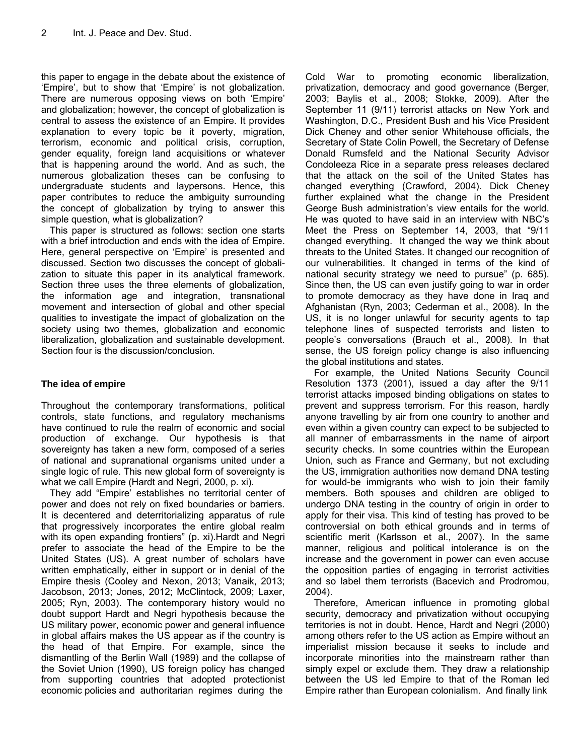this paper to engage in the debate about the existence of 'Empire', but to show that 'Empire' is not globalization. There are numerous opposing views on both 'Empire' and globalization; however, the concept of globalization is central to assess the existence of an Empire. It provides explanation to every topic be it poverty, migration, terrorism, economic and political crisis, corruption, gender equality, foreign land acquisitions or whatever that is happening around the world. And as such, the numerous globalization theses can be confusing to undergraduate students and laypersons. Hence, this paper contributes to reduce the ambiguity surrounding the concept of globalization by trying to answer this simple question, what is globalization?

This paper is structured as follows: section one starts with a brief introduction and ends with the idea of Empire. Here, general perspective on 'Empire' is presented and discussed. Section two discusses the concept of globalization to situate this paper in its analytical framework. Section three uses the three elements of globalization, the information age and integration, transnational movement and intersection of global and other special qualities to investigate the impact of globalization on the society using two themes, globalization and economic liberalization, globalization and sustainable development. Section four is the discussion/conclusion.

## The idea of empire

Throughout the contemporary transformations, political controls, state functions, and regulatory mechanisms have continued to rule the realm of economic and social production of exchange. Our hypothesis is that sovereignty has taken a new form, composed of a series of national and supranational organisms united under a single logic of rule. This new global form of sovereignty is what we call Empire (Hardt and Negri, 2000, p. xi).

They add "Empire' establishes no territorial center of power and does not rely on fixed boundaries or barriers. It is decentered and deterritorializing apparatus of rule that progressively incorporates the entire global realm with its open expanding frontiers" (p. xi).Hardt and Negri prefer to associate the head of the Empire to be the United States (US). A great number of scholars have written emphatically, either in support or in denial of the Empire thesis (Cooley and Nexon, 2013; Vanaik, 2013; Jacobson, 2013; Jones, 2012; McClintock, 2009; Laxer, 2005; Ryn, 2003). The contemporary history would no doubt support Hardt and Negri hypothesis because the US military power, economic power and general influence in global affairs makes the US appear as if the country is the head of that Empire. For example, since the dismantling of the Berlin Wall (1989) and the collapse of the Soviet Union (1990), US foreign policy has changed from supporting countries that adopted protectionist economic policies and authoritarian regimes during the Cold War to promoting economic liberalization, privatization, democracy and good governance (Berger, 2003; Baylis et al., 2008; Stokke, 2009). After the September 11 (9/11) terrorist attacks on New York and Washington, D.C., President Bush and his Vice President Dick Cheney and other senior Whitehouse officials, the Secretary of State Colin Powell, the Secretary of Defense Donald Rumsfeld and the National Security Advisor Condoleeza Rice in a separate press releases declared that the attack on the soil of the United States has changed everything (Crawford, 2004). Dick Cheney further explained what the change in the President George Bush administration's view entails for the world. He was quoted to have said in an interview with NBC's Meet the Press on September 14, 2003, that "9/11 changed everything. It changed the way we think about threats to the United States. It changed our recognition of our vulnerabilities. It changed in terms of the kind of national security strategy we need to pursue" (p. 685). Since then, the US can even justify going to war in order to promote democracy as they have done in Iraq and Afghanistan (Ryn, 2003; Cederman et al., 2008). In the US, it is no longer unlawful for security agents to tap telephone lines of suspected terrorists and listen to people's conversations (Brauch et al., 2008). In that sense, the US foreign policy change is also influencing the global institutions and states.

For example, the United Nations Security Council Resolution 1373 (2001), issued a day after the 9/11 terrorist attacks imposed binding obligations on states to prevent and suppress terrorism. For this reason, hardly anyone travelling by air from one country to another and even within a given country can expect to be subjected to all manner of embarrassments in the name of airport security checks. In some countries within the European Union, such as France and Germany, but not excluding the US, immigration authorities now demand DNA testing for would-be immigrants who wish to join their family members. Both spouses and children are obliged to undergo DNA testing in the country of origin in order to apply for their visa. This kind of testing has proved to be controversial on both ethical grounds and in terms of scientific merit (Karlsson et al., 2007). In the same manner, religious and political intolerance is on the increase and the government in power can even accuse the opposition parties of engaging in terrorist activities and so label them terrorists (Bacevich and Prodromou, 2004).

Therefore, American influence in promoting global security, democracy and privatization without occupying territories is not in doubt. Hence, Hardt and Negri (2000) among others refer to the US action as Empire without an imperialist mission because it seeks to include and incorporate minorities into the mainstream rather than simply expel or exclude them. They draw a relationship between the US led Empire to that of the Roman led Empire rather than European colonialism. And finally link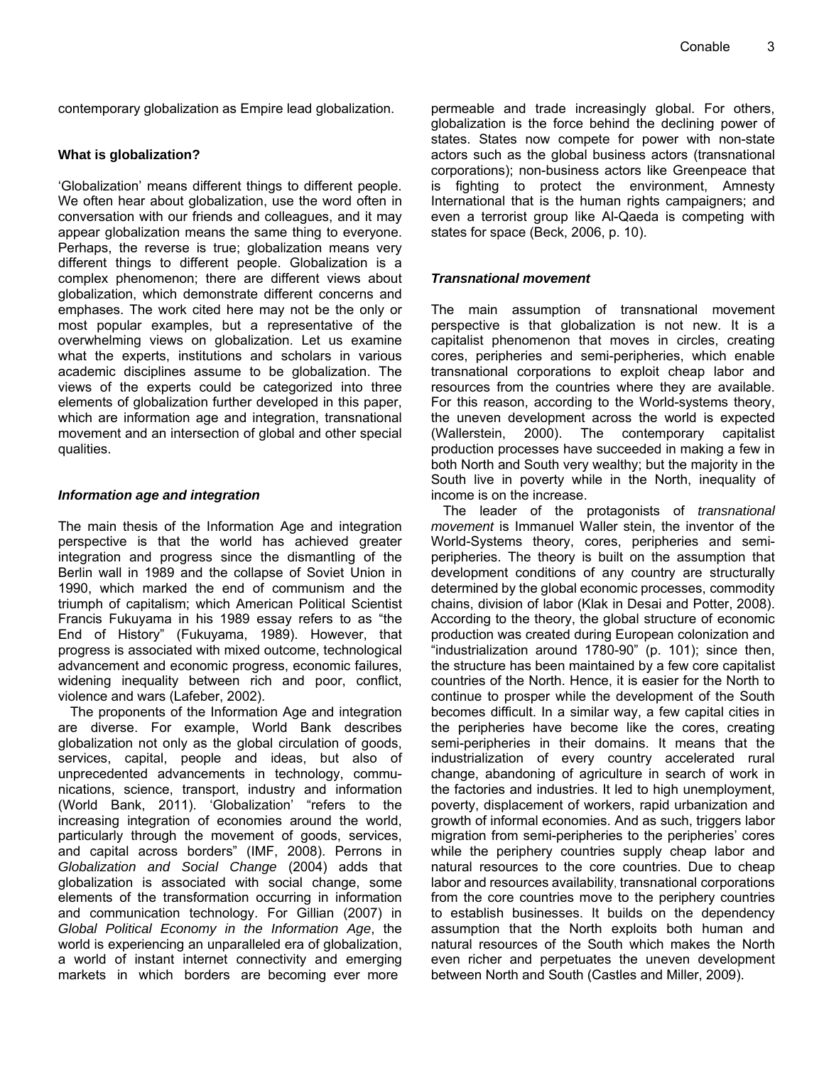contemporary globalization as Empire lead globalization.

### What is globalization?

'Globalization' means different things to different people. We often hear about globalization, use the word often in conversation with our friends and colleagues, and it may appear globalization means the same thing to everyone. Perhaps, the reverse is true; globalization means very different things to different people. Globalization is a complex phenomenon; there are different views about globalization, which demonstrate different concerns and emphases. The work cited here may not be the only or most popular examples, but a representative of the overwhelming views on globalization. Let us examine what the experts, institutions and scholars in various academic disciplines assume to be globalization. The views of the experts could be categorized into three elements of globalization further developed in this paper, which are information age and integration, transnational movement and an intersection of global and other special qualities.

#### *Information age and integration*

The main thesis of the Information Age and integration perspective is that the world has achieved greater integration and progress since the dismantling of the Berlin wall in 1989 and the collapse of Soviet Union in 1990, which marked the end of communism and the triumph of capitalism; which American Political Scientist Francis Fukuyama in his 1989 essay refers to as "the End of History" (Fukuyama, 1989). However, that progress is associated with mixed outcome, technological advancement and economic progress, economic failures, widening inequality between rich and poor, conflict, violence and wars (Lafeber, 2002).

The proponents of the Information Age and integration are diverse. For example, World Bank describes globalization not only as the global circulation of goods, services, capital, people and ideas, but also of unprecedented advancements in technology, communications, science, transport, industry and information (World Bank, 2011). 'Globalization' "refers to the increasing integration of economies around the world, particularly through the movement of goods, services, and capital across borders" (IMF, 2008). Perrons in *Globalization and Social Change* (2004) adds that globalization is associated with social change, some elements of the transformation occurring in information and communication technology. For Gillian (2007) in *Global Political Economy in the Information Age*, the world is experiencing an unparalleled era of globalization, a world of instant internet connectivity and emerging markets in which borders are becoming ever more permeable and trade increasingly global. For others, globalization is the force behind the declining power of states. States now compete for power with non-state actors such as the global business actors (transnational corporations); non-business actors like Greenpeace that is fighting to protect the environment, Amnesty International that is the human rights campaigners; and even a terrorist group like Al-Qaeda is competing with states for space (Beck, 2006, p. 10).

#### *Transnational movement*

The main assumption of transnational movement perspective is that globalization is not new. It is a capitalist phenomenon that moves in circles, creating cores, peripheries and semi-peripheries, which enable transnational corporations to exploit cheap labor and resources from the countries where they are available. For this reason, according to the World-systems theory, the uneven development across the world is expected (Wallerstein, 2000). The contemporary capitalist production processes have succeeded in making a few in both North and South very wealthy; but the majority in the South live in poverty while in the North, inequality of income is on the increase.

The leader of the protagonists of *transnational movement* is Immanuel Waller stein, the inventor of the World-Systems theory, cores, peripheries and semi-peripheries. The theory is built on the assumption that development conditions of any country are structurally determined by the global economic processes, commodity chains, division of labor (Klak in Desai and Potter, 2008). According to the theory, the global structure of economic production was created during European colonization and "industrialization around 1780-90" (p. 101); since then, the structure has been maintained by a few core capitalist countries of the North. Hence, it is easier for the North to continue to prosper while the development of the South becomes difficult. In a similar way, a few capital cities in the peripheries have become like the cores, creating semi-peripheries in their domains. It means that the industrialization of every country accelerated rural change, abandoning of agriculture in search of work in the factories and industries. It led to high unemployment, poverty, displacement of workers, rapid urbanization and growth of informal economies. And as such, triggers labor migration from semi-peripheries to the peripheries' cores while the periphery countries supply cheap labor and natural resources to the core countries. Due to cheap labor and resources availability, transnational corporations from the core countries move to the periphery countries to establish businesses. It builds on the dependency assumption that the North exploits both human and natural resources of the South which makes the North even richer and perpetuates the uneven development between North and South (Castles and Miller, 2009).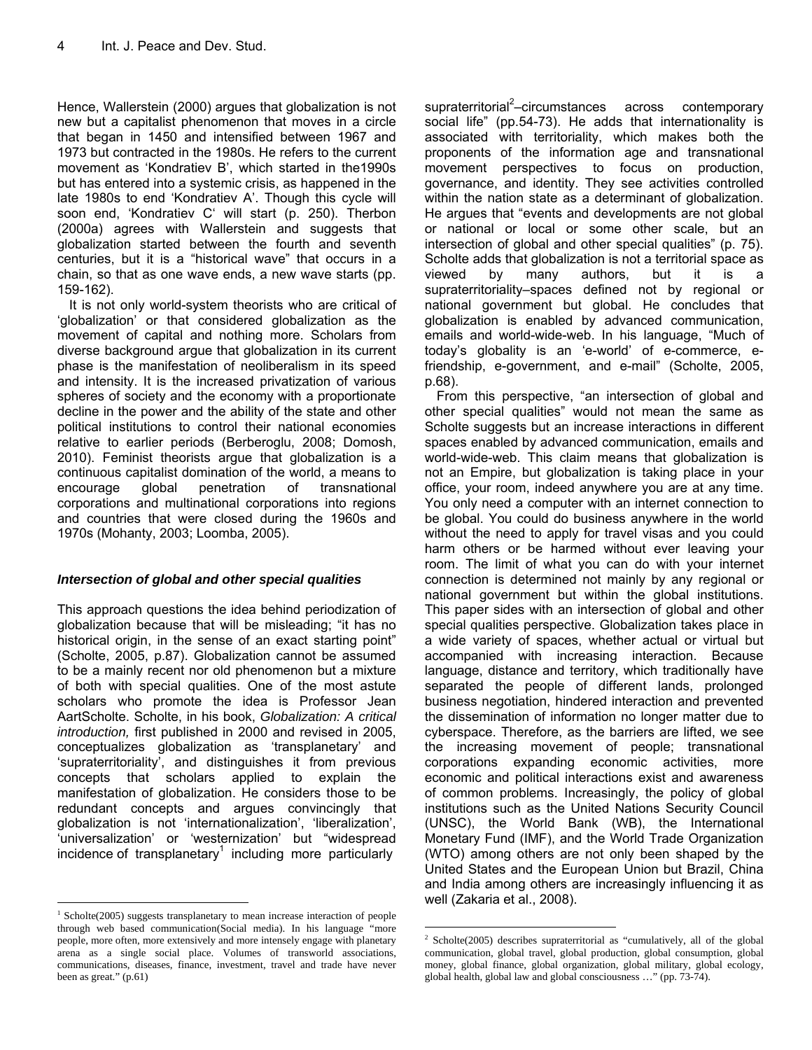Hence, Wallerstein (2000) argues that globalization is not new but a capitalist phenomenon that moves in a circle that began in 1450 and intensified between 1967 and 1973 but contracted in the 1980s. He refers to the current movement as 'Kondratiev B', which started in the1990s but has entered into a systemic crisis, as happened in the late 1980s to end 'Kondratiev A'. Though this cycle will soon end, 'Kondratiev C' will start (p. 250). Therbon (2000a) agrees with Wallerstein and suggests that globalization started between the fourth and seventh centuries, but it is a "historical wave" that occurs in a chain, so that as one wave ends, a new wave starts (pp. 159-162).

It is not only world-system theorists who are critical of 'globalization' or that considered globalization as the movement of capital and nothing more. Scholars from diverse background argue that globalization in its current phase is the manifestation of neoliberalism in its speed and intensity. It is the increased privatization of various spheres of society and the economy with a proportionate decline in the power and the ability of the state and other political institutions to control their national economies relative to earlier periods (Berberoglu, 2008; Domosh, 2010). Feminist theorists argue that globalization is a continuous capitalist domination of the world, a means to encourage global penetration of transnational corporations and multinational corporations into regions and countries that were closed during the 1960s and 1970s (Mohanty, 2003; Loomba, 2005).

### *Intersection of global and other special qualities*

This approach questions the idea behind periodization of globalization because that will be misleading; "it has no historical origin, in the sense of an exact starting point" (Scholte, 2005, p.87). Globalization cannot be assumed to be a mainly recent nor old phenomenon but a mixture of both with special qualities. One of the most astute scholars who promote the idea is Professor Jean AartScholte. Scholte, in his book, *Globalization: A critical introduction,* first published in 2000 and revised in 2005, conceptualizes globalization as 'transplanetary' and 'supraterritoriality', and distinguishes it from previous concepts that scholars applied to explain the manifestation of globalization. He considers those to be redundant concepts and argues convincingly that globalization is not 'internationalization', 'liberalization', 'universalization' or 'westernization' but "widespread incidence of transplanetary[1] including more particularly supraterritorial[2]–circumstances across contemporary social life" (pp.54-73). He adds that internationality is associated with territoriality, which makes both the proponents of the information age and transnational movement perspectives to focus on production, governance, and identity. They see activities controlled within the nation state as a determinant of globalization. He argues that "events and developments are not global or national or local or some other scale, but an intersection of global and other special qualities" (p. 75). Scholte adds that globalization is not a territorial space as viewed by many authors, but it is a supraterritoriality–spaces defined not by regional or national government but global. He concludes that globalization is enabled by advanced communication, emails and world-wide-web. In his language, "Much of today's globality is an 'e-world' of e-commerce, e-friendship, e-government, and e-mail" (Scholte, 2005, p.68).

From this perspective, "an intersection of global and other special qualities" would not mean the same as Scholte suggests but an increase interactions in different spaces enabled by advanced communication, emails and world-wide-web. This claim means that globalization is not an Empire, but globalization is taking place in your office, your room, indeed anywhere you are at any time. You only need a computer with an internet connection to be global. You could do business anywhere in the world without the need to apply for travel visas and you could harm others or be harmed without ever leaving your room. The limit of what you can do with your internet connection is determined not mainly by any regional or national government but within the global institutions. This paper sides with an intersection of global and other special qualities perspective. Globalization takes place in a wide variety of spaces, whether actual or virtual but accompanied with increasing interaction. Because language, distance and territory, which traditionally have separated the people of different lands, prolonged business negotiation, hindered interaction and prevented the dissemination of information no longer matter due to cyberspace. Therefore, as the barriers are lifted, we see the increasing movement of people; transnational corporations expanding economic activities, more economic and political interactions exist and awareness of common problems. Increasingly, the policy of global institutions such as the United Nations Security Council (UNSC), the World Bank (WB), the International Monetary Fund (IMF), and the World Trade Organization (WTO) among others are not only been shaped by the United States and the European Union but Brazil, China and India among others are increasingly influencing it as well (Zakaria et al., 2008).

---

[1] Scholte(2005) suggests transplanetary to mean increase interaction of people through web based communication(Social media). In his language "more people, more often, more extensively and more intensely engage with planetary arena as a single social place. Volumes of transworld associations, communications, diseases, finance, investment, travel and trade have never been as great." (p.61)

[2] Scholte(2005) describes supraterritorial as "cumulatively, all of the global communication, global travel, global production, global consumption, global money, global finance, global organization, global military, global ecology, global health, global law and global consciousness …" (pp. 73-74).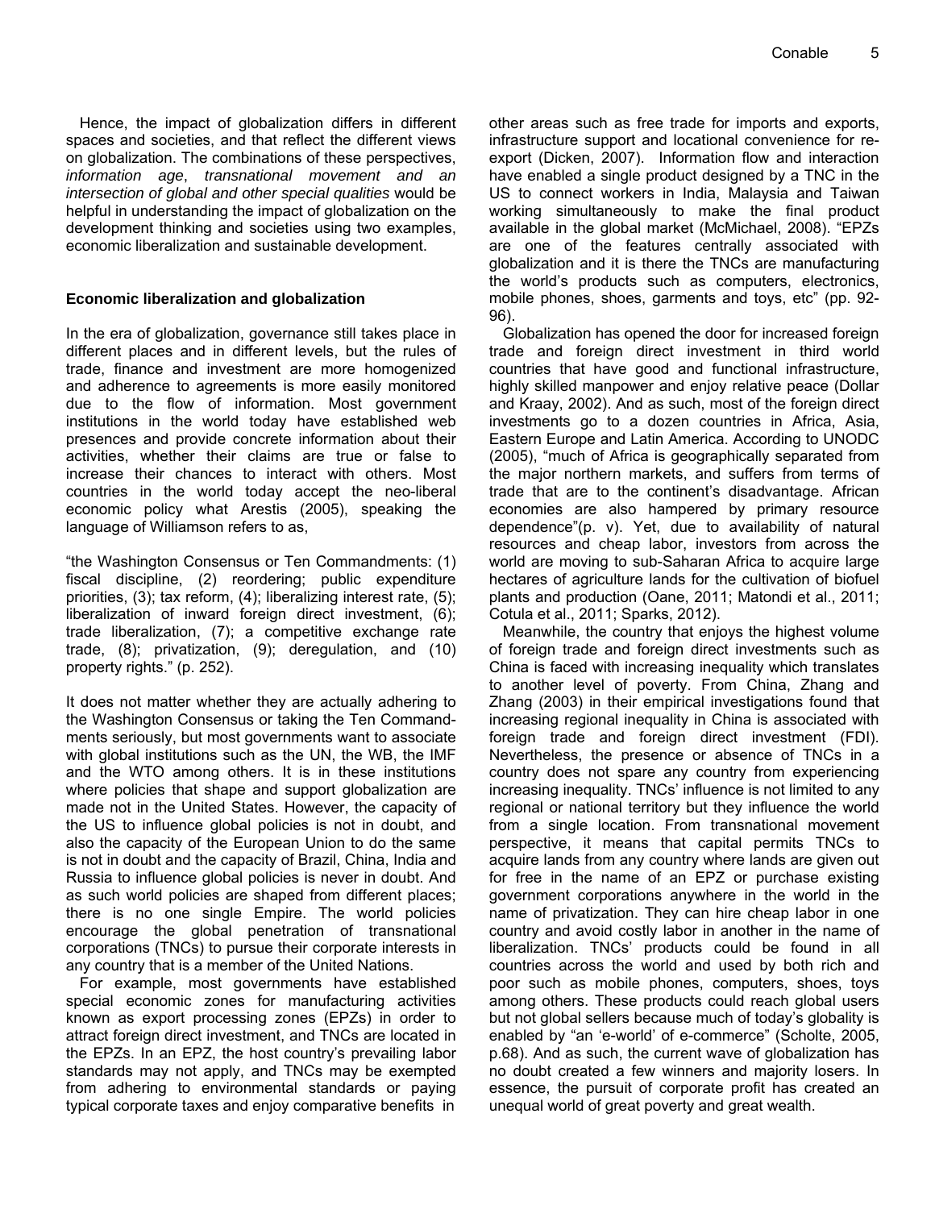Hence, the impact of globalization differs in different spaces and societies, and that reflect the different views on globalization. The combinations of these perspectives, *information age*, *transnational movement and an intersection of global and other special qualities* would be helpful in understanding the impact of globalization on the development thinking and societies using two examples, economic liberalization and sustainable development.

### Economic liberalization and globalization

In the era of globalization, governance still takes place in different places and in different levels, but the rules of trade, finance and investment are more homogenized and adherence to agreements is more easily monitored due to the flow of information. Most government institutions in the world today have established web presences and provide concrete information about their activities, whether their claims are true or false to increase their chances to interact with others. Most countries in the world today accept the neo-liberal economic policy what Arestis (2005), speaking the language of Williamson refers to as,

"the Washington Consensus or Ten Commandments: (1) fiscal discipline, (2) reordering; public expenditure priorities, (3); tax reform, (4); liberalizing interest rate, (5); liberalization of inward foreign direct investment, (6); trade liberalization, (7); a competitive exchange rate trade, (8); privatization, (9); deregulation, and (10) property rights." (p. 252).

It does not matter whether they are actually adhering to the Washington Consensus or taking the Ten Commandments seriously, but most governments want to associate with global institutions such as the UN, the WB, the IMF and the WTO among others. It is in these institutions where policies that shape and support globalization are made not in the United States. However, the capacity of the US to influence global policies is not in doubt, and also the capacity of the European Union to do the same is not in doubt and the capacity of Brazil, China, India and Russia to influence global policies is never in doubt. And as such world policies are shaped from different places; there is no one single Empire. The world policies encourage the global penetration of transnational corporations (TNCs) to pursue their corporate interests in any country that is a member of the United Nations.

For example, most governments have established special economic zones for manufacturing activities known as export processing zones (EPZs) in order to attract foreign direct investment, and TNCs are located in the EPZs. In an EPZ, the host country's prevailing labor standards may not apply, and TNCs may be exempted from adhering to environmental standards or paying typical corporate taxes and enjoy comparative benefits in other areas such as free trade for imports and exports, infrastructure support and locational convenience for re-export (Dicken, 2007). Information flow and interaction have enabled a single product designed by a TNC in the US to connect workers in India, Malaysia and Taiwan working simultaneously to make the final product available in the global market (McMichael, 2008). "EPZs are one of the features centrally associated with globalization and it is there the TNCs are manufacturing the world's products such as computers, electronics, mobile phones, shoes, garments and toys, etc" (pp. 92-96).

Globalization has opened the door for increased foreign trade and foreign direct investment in third world countries that have good and functional infrastructure, highly skilled manpower and enjoy relative peace (Dollar and Kraay, 2002). And as such, most of the foreign direct investments go to a dozen countries in Africa, Asia, Eastern Europe and Latin America. According to UNODC (2005), "much of Africa is geographically separated from the major northern markets, and suffers from terms of trade that are to the continent's disadvantage. African economies are also hampered by primary resource dependence"(p. v). Yet, due to availability of natural resources and cheap labor, investors from across the world are moving to sub-Saharan Africa to acquire large hectares of agriculture lands for the cultivation of biofuel plants and production (Oane, 2011; Matondi et al., 2011; Cotula et al., 2011; Sparks, 2012).

Meanwhile, the country that enjoys the highest volume of foreign trade and foreign direct investments such as China is faced with increasing inequality which translates to another level of poverty. From China, Zhang and Zhang (2003) in their empirical investigations found that increasing regional inequality in China is associated with foreign trade and foreign direct investment (FDI). Nevertheless, the presence or absence of TNCs in a country does not spare any country from experiencing increasing inequality. TNCs' influence is not limited to any regional or national territory but they influence the world from a single location. From transnational movement perspective, it means that capital permits TNCs to acquire lands from any country where lands are given out for free in the name of an EPZ or purchase existing government corporations anywhere in the world in the name of privatization. They can hire cheap labor in one country and avoid costly labor in another in the name of liberalization. TNCs' products could be found in all countries across the world and used by both rich and poor such as mobile phones, computers, shoes, toys among others. These products could reach global users but not global sellers because much of today's globality is enabled by "an 'e-world' of e-commerce" (Scholte, 2005, p.68). And as such, the current wave of globalization has no doubt created a few winners and majority losers. In essence, the pursuit of corporate profit has created an unequal world of great poverty and great wealth.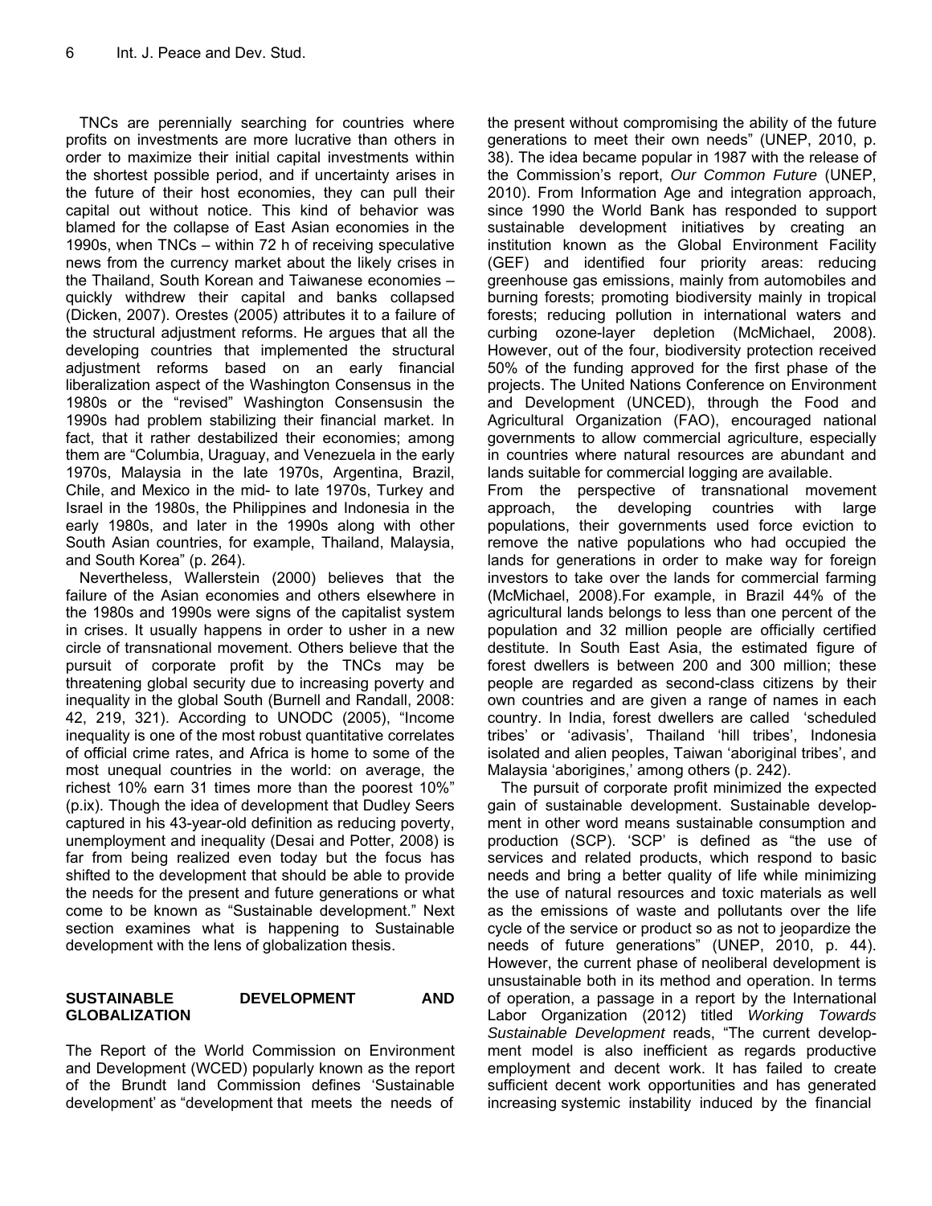TNCs are perennially searching for countries where profits on investments are more lucrative than others in order to maximize their initial capital investments within the shortest possible period, and if uncertainty arises in the future of their host economies, they can pull their capital out without notice. This kind of behavior was blamed for the collapse of East Asian economies in the 1990s, when TNCs – within 72 h of receiving speculative news from the currency market about the likely crises in the Thailand, South Korean and Taiwanese economies – quickly withdrew their capital and banks collapsed (Dicken, 2007). Orestes (2005) attributes it to a failure of the structural adjustment reforms. He argues that all the developing countries that implemented the structural adjustment reforms based on an early financial liberalization aspect of the Washington Consensus in the 1980s or the "revised" Washington Consensusin the 1990s had problem stabilizing their financial market. In fact, that it rather destabilized their economies; among them are "Columbia, Uraguay, and Venezuela in the early 1970s, Malaysia in the late 1970s, Argentina, Brazil, Chile, and Mexico in the mid- to late 1970s, Turkey and Israel in the 1980s, the Philippines and Indonesia in the early 1980s, and later in the 1990s along with other South Asian countries, for example, Thailand, Malaysia, and South Korea" (p. 264).

Nevertheless, Wallerstein (2000) believes that the failure of the Asian economies and others elsewhere in the 1980s and 1990s were signs of the capitalist system in crises. It usually happens in order to usher in a new circle of transnational movement. Others believe that the pursuit of corporate profit by the TNCs may be threatening global security due to increasing poverty and inequality in the global South (Burnell and Randall, 2008: 42, 219, 321). According to UNODC (2005), "Income inequality is one of the most robust quantitative correlates of official crime rates, and Africa is home to some of the most unequal countries in the world: on average, the richest 10% earn 31 times more than the poorest 10%" (p.ix). Though the idea of development that Dudley Seers captured in his 43-year-old definition as reducing poverty, unemployment and inequality (Desai and Potter, 2008) is far from being realized even today but the focus has shifted to the development that should be able to provide the needs for the present and future generations or what come to be known as "Sustainable development." Next section examines what is happening to Sustainable development with the lens of globalization thesis.

## SUSTAINABLE DEVELOPMENT AND GLOBALIZATION

The Report of the World Commission on Environment and Development (WCED) popularly known as the report of the Brundt land Commission defines 'Sustainable development' as "development that meets the needs of the present without compromising the ability of the future generations to meet their own needs" (UNEP, 2010, p. 38). The idea became popular in 1987 with the release of the Commission's report, *Our Common Future* (UNEP, 2010). From Information Age and integration approach, since 1990 the World Bank has responded to support sustainable development initiatives by creating an institution known as the Global Environment Facility (GEF) and identified four priority areas: reducing greenhouse gas emissions, mainly from automobiles and burning forests; promoting biodiversity mainly in tropical forests; reducing pollution in international waters and curbing ozone-layer depletion (McMichael, 2008). However, out of the four, biodiversity protection received 50% of the funding approved for the first phase of the projects. The United Nations Conference on Environment and Development (UNCED), through the Food and Agricultural Organization (FAO), encouraged national governments to allow commercial agriculture, especially in countries where natural resources are abundant and lands suitable for commercial logging are available.

From the perspective of transnational movement approach, the developing countries with large populations, their governments used force eviction to remove the native populations who had occupied the lands for generations in order to make way for foreign investors to take over the lands for commercial farming (McMichael, 2008).For example, in Brazil 44% of the agricultural lands belongs to less than one percent of the population and 32 million people are officially certified destitute. In South East Asia, the estimated figure of forest dwellers is between 200 and 300 million; these people are regarded as second-class citizens by their own countries and are given a range of names in each country. In India, forest dwellers are called 'scheduled tribes' or 'adivasis', Thailand 'hill tribes', Indonesia isolated and alien peoples, Taiwan 'aboriginal tribes', and Malaysia 'aborigines,' among others (p. 242).

The pursuit of corporate profit minimized the expected gain of sustainable development. Sustainable development in other word means sustainable consumption and production (SCP). 'SCP' is defined as "the use of services and related products, which respond to basic needs and bring a better quality of life while minimizing the use of natural resources and toxic materials as well as the emissions of waste and pollutants over the life cycle of the service or product so as not to jeopardize the needs of future generations" (UNEP, 2010, p. 44). However, the current phase of neoliberal development is unsustainable both in its method and operation. In terms of operation, a passage in a report by the International Labor Organization (2012) titled *Working Towards Sustainable Development* reads, "The current development model is also inefficient as regards productive employment and decent work. It has failed to create sufficient decent work opportunities and has generated increasing systemic instability induced by the financial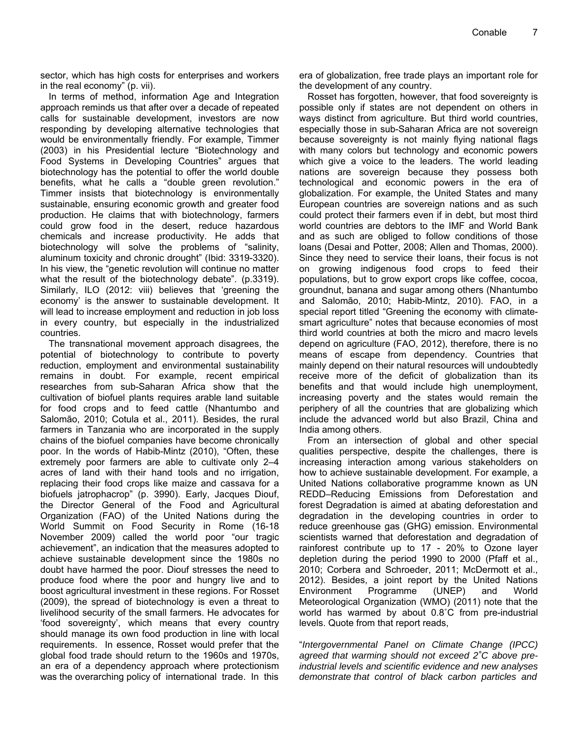sector, which has high costs for enterprises and workers in the real economy" (p. vii).

In terms of method, information Age and Integration approach reminds us that after over a decade of repeated calls for sustainable development, investors are now responding by developing alternative technologies that would be environmentally friendly. For example, Timmer (2003) in his Presidential lecture "Biotechnology and Food Systems in Developing Countries" argues that biotechnology has the potential to offer the world double benefits, what he calls a "double green revolution." Timmer insists that biotechnology is environmentally sustainable, ensuring economic growth and greater food production. He claims that with biotechnology, farmers could grow food in the desert, reduce hazardous chemicals and increase productivity. He adds that biotechnology will solve the problems of "salinity, aluminum toxicity and chronic drought" (Ibid: 3319-3320). In his view, the "genetic revolution will continue no matter what the result of the biotechnology debate". (p.3319). Similarly, ILO (2012: viii) believes that 'greening the economy' is the answer to sustainable development. It will lead to increase employment and reduction in job loss in every country, but especially in the industrialized countries.

The transnational movement approach disagrees, the potential of biotechnology to contribute to poverty reduction, employment and environmental sustainability remains in doubt. For example, recent empirical researches from sub-Saharan Africa show that the cultivation of biofuel plants requires arable land suitable for food crops and to feed cattle (Nhantumbo and Salomão, 2010; Cotula et al., 2011). Besides, the rural farmers in Tanzania who are incorporated in the supply chains of the biofuel companies have become chronically poor. In the words of Habib-Mintz (2010), "Often, these extremely poor farmers are able to cultivate only 2–4 acres of land with their hand tools and no irrigation, replacing their food crops like maize and cassava for a biofuels jatrophacrop" (p. 3990). Early, Jacques Diouf, the Director General of the Food and Agricultural Organization (FAO) of the United Nations during the World Summit on Food Security in Rome (16-18 November 2009) called the world poor "our tragic achievement", an indication that the measures adopted to achieve sustainable development since the 1980s no doubt have harmed the poor. Diouf stresses the need to produce food where the poor and hungry live and to boost agricultural investment in these regions. For Rosset (2009), the spread of biotechnology is even a threat to livelihood security of the small farmers. He advocates for 'food sovereignty', which means that every country should manage its own food production in line with local requirements. In essence, Rosset would prefer that the global food trade should return to the 1960s and 1970s, an era of a dependency approach where protectionism was the overarching policy of international trade. In this era of globalization, free trade plays an important role for the development of any country.

Rosset has forgotten, however, that food sovereignty is possible only if states are not dependent on others in ways distinct from agriculture. But third world countries, especially those in sub-Saharan Africa are not sovereign because sovereignty is not mainly flying national flags with many colors but technology and economic powers which give a voice to the leaders. The world leading nations are sovereign because they possess both technological and economic powers in the era of globalization. For example, the United States and many European countries are sovereign nations and as such could protect their farmers even if in debt, but most third world countries are debtors to the IMF and World Bank and as such are obliged to follow conditions of those loans (Desai and Potter, 2008; Allen and Thomas, 2000). Since they need to service their loans, their focus is not on growing indigenous food crops to feed their populations, but to grow export crops like coffee, cocoa, groundnut, banana and sugar among others (Nhantumbo and Salomão, 2010; Habib-Mintz, 2010). FAO, in a special report titled "Greening the economy with climate-smart agriculture" notes that because economies of most third world countries at both the micro and macro levels depend on agriculture (FAO, 2012), therefore, there is no means of escape from dependency. Countries that mainly depend on their natural resources will undoubtedly receive more of the deficit of globalization than its benefits and that would include high unemployment, increasing poverty and the states would remain the periphery of all the countries that are globalizing which include the advanced world but also Brazil, China and India among others.

From an intersection of global and other special qualities perspective, despite the challenges, there is increasing interaction among various stakeholders on how to achieve sustainable development. For example, a United Nations collaborative programme known as UN REDD–Reducing Emissions from Deforestation and forest Degradation is aimed at abating deforestation and degradation in the developing countries in order to reduce greenhouse gas (GHG) emission. Environmental scientists warned that deforestation and degradation of rainforest contribute up to 17 - 20% to Ozone layer depletion during the period 1990 to 2000 (Pfaff et al., 2010; Corbera and Schroeder, 2011; McDermott et al., 2012). Besides, a joint report by the United Nations Environment Programme (UNEP) and World Meteorological Organization (WMO) (2011) note that the world has warmed by about 0.8˚C from pre-industrial levels. Quote from that report reads,

"*Intergovernmental Panel on Climate Change (IPCC) agreed that warming should not exceed 2˚C above pre-industrial levels and scientific evidence and new analyses demonstrate that control of black carbon particles and*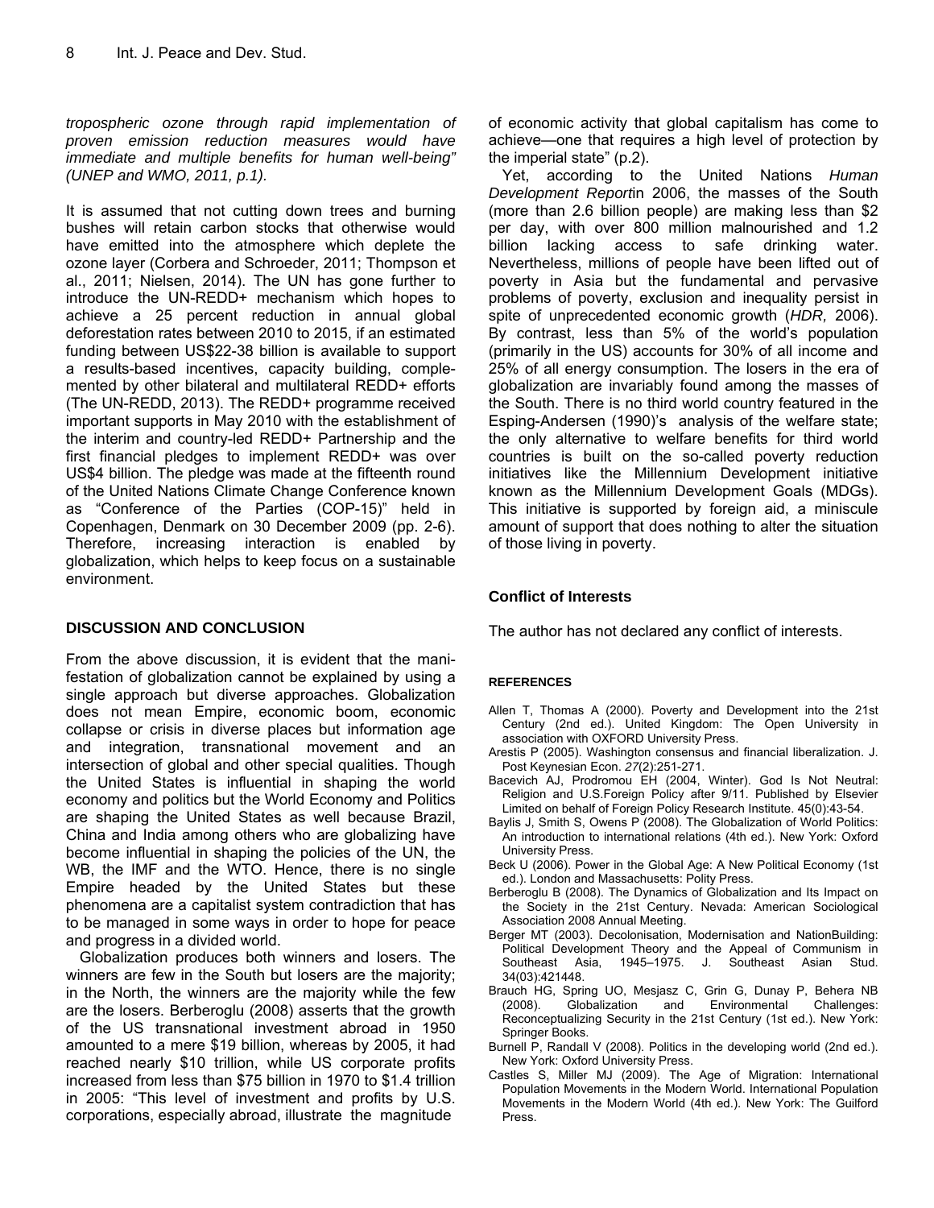*tropospheric ozone through rapid implementation of proven emission reduction measures would have immediate and multiple benefits for human well-being" (UNEP and WMO, 2011, p.1).*

It is assumed that not cutting down trees and burning bushes will retain carbon stocks that otherwise would have emitted into the atmosphere which deplete the ozone layer (Corbera and Schroeder, 2011; Thompson et al., 2011; Nielsen, 2014). The UN has gone further to introduce the UN-REDD+ mechanism which hopes to achieve a 25 percent reduction in annual global deforestation rates between 2010 to 2015, if an estimated funding between US$22-38 billion is available to support a results-based incentives, capacity building, complemented by other bilateral and multilateral REDD+ efforts (The UN-REDD, 2013). The REDD+ programme received important supports in May 2010 with the establishment of the interim and country-led REDD+ Partnership and the first financial pledges to implement REDD+ was over US$4 billion. The pledge was made at the fifteenth round of the United Nations Climate Change Conference known as "Conference of the Parties (COP-15)" held in Copenhagen, Denmark on 30 December 2009 (pp. 2-6). Therefore, increasing interaction is enabled by globalization, which helps to keep focus on a sustainable environment.

## DISCUSSION AND CONCLUSION

From the above discussion, it is evident that the manifestation of globalization cannot be explained by using a single approach but diverse approaches. Globalization does not mean Empire, economic boom, economic collapse or crisis in diverse places but information age and integration, transnational movement and an intersection of global and other special qualities. Though the United States is influential in shaping the world economy and politics but the World Economy and Politics are shaping the United States as well because Brazil, China and India among others who are globalizing have become influential in shaping the policies of the UN, the WB, the IMF and the WTO. Hence, there is no single Empire headed by the United States but these phenomena are a capitalist system contradiction that has to be managed in some ways in order to hope for peace and progress in a divided world.

Globalization produces both winners and losers. The winners are few in the South but losers are the majority; in the North, the winners are the majority while the few are the losers. Berberoglu (2008) asserts that the growth of the US transnational investment abroad in 1950 amounted to a mere $19 billion, whereas by 2005, it had reached nearly $10 trillion, while US corporate profits increased from less than $75 billion in 1970 to $1.4 trillion in 2005: "This level of investment and profits by U.S. corporations, especially abroad, illustrate the magnitude of economic activity that global capitalism has come to achieve—one that requires a high level of protection by the imperial state" (p.2).

Yet, according to the United Nations *Human Development Report*in 2006, the masses of the South (more than 2.6 billion people) are making less than $2 per day, with over 800 million malnourished and 1.2 billion lacking access to safe drinking water. Nevertheless, millions of people have been lifted out of poverty in Asia but the fundamental and pervasive problems of poverty, exclusion and inequality persist in spite of unprecedented economic growth (*HDR,* 2006). By contrast, less than 5% of the world's population (primarily in the US) accounts for 30% of all income and 25% of all energy consumption. The losers in the era of globalization are invariably found among the masses of the South. There is no third world country featured in the Esping-Andersen (1990)'s analysis of the welfare state; the only alternative to welfare benefits for third world countries is built on the so-called poverty reduction initiatives like the Millennium Development initiative known as the Millennium Development Goals (MDGs). This initiative is supported by foreign aid, a miniscule amount of support that does nothing to alter the situation of those living in poverty.

### Conflict of Interests

The author has not declared any conflict of interests.

### REFERENCES

Allen T, Thomas A (2000). Poverty and Development into the 21st Century (2nd ed.). United Kingdom: The Open University in association with OXFORD University Press.

Arestis P (2005). Washington consensus and financial liberalization. J. Post Keynesian Econ. *27*(2):251-271.

Bacevich AJ, Prodromou EH (2004, Winter). God Is Not Neutral: Religion and U.S.Foreign Policy after 9/11. Published by Elsevier Limited on behalf of Foreign Policy Research Institute. 45(0):43-54.

Baylis J, Smith S, Owens P (2008). The Globalization of World Politics: An introduction to international relations (4th ed.). New York: Oxford University Press.

Beck U (2006). Power in the Global Age: A New Political Economy (1st ed.). London and Massachusetts: Polity Press.

Berberoglu B (2008). The Dynamics of Globalization and Its Impact on the Society in the 21st Century. Nevada: American Sociological Association 2008 Annual Meeting.

Berger MT (2003). Decolonisation, Modernisation and NationBuilding: Political Development Theory and the Appeal of Communism in Southeast Asia, 1945–1975. J. Southeast Asian Stud. 34(03):421448.

Brauch HG, Spring UO, Mesjasz C, Grin G, Dunay P, Behera NB (2008). Globalization and Environmental Challenges: Reconceptualizing Security in the 21st Century (1st ed.). New York: Springer Books.

Burnell P, Randall V (2008). Politics in the developing world (2nd ed.). New York: Oxford University Press.

Castles S, Miller MJ (2009). The Age of Migration: International Population Movements in the Modern World. International Population Movements in the Modern World (4th ed.). New York: The Guilford Press.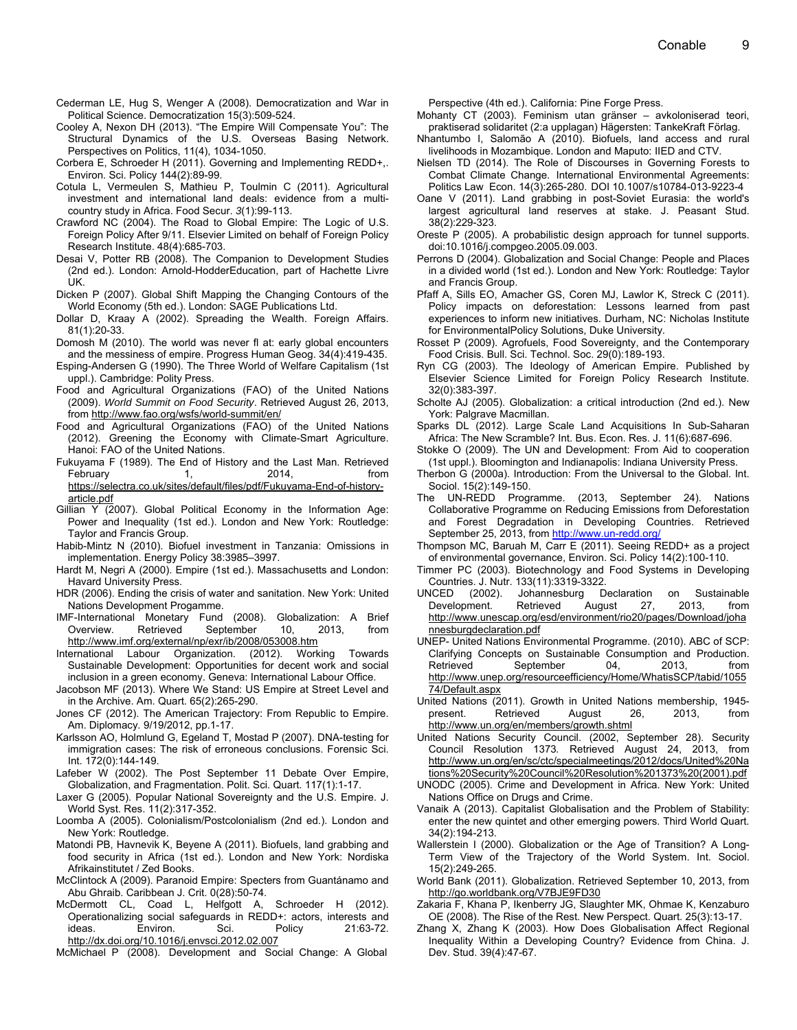Cederman LE, Hug S, Wenger A (2008). Democratization and War in Political Science. Democratization 15(3):509-524.

Cooley A, Nexon DH (2013). "The Empire Will Compensate You": The Structural Dynamics of the U.S. Overseas Basing Network. Perspectives on Politics, 11(4), 1034-1050.

Corbera E, Schroeder H (2011). Governing and Implementing REDD+,. Environ. Sci. Policy 144(2):89-99.

Cotula L, Vermeulen S, Mathieu P, Toulmin C (2011). Agricultural investment and international land deals: evidence from a multi-country study in Africa. Food Secur. 3(1):99-113.

Crawford NC (2004). The Road to Global Empire: The Logic of U.S. Foreign Policy After 9/11. Elsevier Limited on behalf of Foreign Policy Research Institute. 48(4):685-703.

Desai V, Potter RB (2008). The Companion to Development Studies (2nd ed.). London: Arnold-HodderEducation, part of Hachette Livre UK.

Dicken P (2007). Global Shift Mapping the Changing Contours of the World Economy (5th ed.). London: SAGE Publications Ltd.

Dollar D, Kraay A (2002). Spreading the Wealth. Foreign Affairs. 81(1):20-33.

Domosh M (2010). The world was never fl at: early global encounters and the messiness of empire. Progress Human Geog. 34(4):419-435.

Esping-Andersen G (1990). The Three World of Welfare Capitalism (1st uppl.). Cambridge: Polity Press.

Food and Agricultural Organizations (FAO) of the United Nations (2009). *World Summit on Food Security*. Retrieved August 26, 2013, from http://www.fao.org/wsfs/world-summit/en/

Food and Agricultural Organizations (FAO) of the United Nations (2012). Greening the Economy with Climate-Smart Agriculture. Hanoi: FAO of the United Nations.

Fukuyama F (1989). The End of History and the Last Man. Retrieved February 1, 2014, from https://selectra.co.uk/sites/default/files/pdf/Fukuyama-End-of-history-article.pdf

Gillian Y (2007). Global Political Economy in the Information Age: Power and Inequality (1st ed.). London and New York: Routledge: Taylor and Francis Group.

Habib-Mintz N (2010). Biofuel investment in Tanzania: Omissions in implementation. Energy Policy 38:3985–3997.

Hardt M, Negri A (2000). Empire (1st ed.). Massachusetts and London: Havard University Press.

HDR (2006). Ending the crisis of water and sanitation. New York: United Nations Development Progamme.

IMF-International Monetary Fund (2008). Globalization: A Brief Overview. Retrieved September 10, 2013, from http://www.imf.org/external/np/exr/ib/2008/053008.htm

International Labour Organization. (2012). Working Towards Sustainable Development: Opportunities for decent work and social inclusion in a green economy. Geneva: International Labour Office.

Jacobson MF (2013). Where We Stand: US Empire at Street Level and in the Archive. Am. Quart. 65(2):265-290.

Jones CF (2012). The American Trajectory: From Republic to Empire. Am. Diplomacy. 9/19/2012, pp.1-17.

Karlsson AO, Holmlund G, Egeland T, Mostad P (2007). DNA-testing for immigration cases: The risk of erroneous conclusions. Forensic Sci. Int. 172(0):144-149.

Lafeber W (2002). The Post September 11 Debate Over Empire, Globalization, and Fragmentation. Polit. Sci. Quart. 117(1):1-17.

Laxer G (2005). Popular National Sovereignty and the U.S. Empire. J. World Syst. Res. 11(2):317-352.

Loomba A (2005). Colonialism/Postcolonialism (2nd ed.). London and New York: Routledge.

Matondi PB, Havnevik K, Beyene A (2011). Biofuels, land grabbing and food security in Africa (1st ed.). London and New York: Nordiska Afrikainstitutet / Zed Books.

McClintock A (2009). Paranoid Empire: Specters from Guantánamo and Abu Ghraib. Caribbean J. Crit. 0(28):50-74.

McDermott CL, Coad L, Helfgott A, Schroeder H (2012). Operationalizing social safeguards in REDD+: actors, interests and ideas. Environ. Sci. Policy 21:63-72. http://dx.doi.org/10.1016/j.envsci.2012.02.007

McMichael P (2008). Development and Social Change: A Global Perspective (4th ed.). California: Pine Forge Press.

Mohanty CT (2003). Feminism utan gränser – avkoloniserad teori, praktiserad solidaritet (2:a upplagan) Hägersten: TankeKraft Förlag.

Nhantumbo I, Salomão A (2010). Biofuels, land access and rural livelihoods in Mozambique. London and Maputo: IIED and CTV.

Nielsen TD (2014). The Role of Discourses in Governing Forests to Combat Climate Change. International Environmental Agreements: Politics Law Econ. 14(3):265-280. DOI 10.1007/s10784-013-9223-4

Oane V (2011). Land grabbing in post-Soviet Eurasia: the world's largest agricultural land reserves at stake. J. Peasant Stud. 38(2):229-323.

Oreste P (2005). A probabilistic design approach for tunnel supports. doi:10.1016/j.compgeo.2005.09.003.

Perrons D (2004). Globalization and Social Change: People and Places in a divided world (1st ed.). London and New York: Routledge: Taylor and Francis Group.

Pfaff A, Sills EO, Amacher GS, Coren MJ, Lawlor K, Streck C (2011). Policy impacts on deforestation: Lessons learned from past experiences to inform new initiatives. Durham, NC: Nicholas Institute for EnvironmentalPolicy Solutions, Duke University.

Rosset P (2009). Agrofuels, Food Sovereignty, and the Contemporary Food Crisis. Bull. Sci. Technol. Soc. 29(0):189-193.

Ryn CG (2003). The Ideology of American Empire. Published by Elsevier Science Limited for Foreign Policy Research Institute. 32(0):383-397.

Scholte AJ (2005). Globalization: a critical introduction (2nd ed.). New York: Palgrave Macmillan.

Sparks DL (2012). Large Scale Land Acquisitions In Sub-Saharan Africa: The New Scramble? Int. Bus. Econ. Res. J. 11(6):687-696.

Stokke O (2009). The UN and Development: From Aid to cooperation (1st uppl.). Bloomington and Indianapolis: Indiana University Press.

Therbon G (2000a). Introduction: From the Universal to the Global. Int. Sociol. 15(2):149-150.

The UN-REDD Programme. (2013, September 24). Nations Collaborative Programme on Reducing Emissions from Deforestation and Forest Degradation in Developing Countries. Retrieved September 25, 2013, from http://www.un-redd.org/

Thompson MC, Baruah M, Carr E (2011). Seeing REDD+ as a project of environmental governance, Environ. Sci. Policy 14(2):100-110.

Timmer PC (2003). Biotechnology and Food Systems in Developing Countries. J. Nutr. 133(11):3319-3322.

UNCED (2002). Johannesburg Declaration on Sustainable Development. Retrieved August 27, 2013, from http://www.unescap.org/esd/environment/rio20/pages/Download/johannesburgdeclaration.pdf

UNEP- United Nations Environmental Programme. (2010). ABC of SCP: Clarifying Concepts on Sustainable Consumption and Production. Retrieved September 04, 2013, from http://www.unep.org/resourceefficiency/Home/WhatisSCP/tabid/105574/Default.aspx

United Nations (2011). Growth in United Nations membership, 1945-present. Retrieved August 26, 2013, from http://www.un.org/en/members/growth.shtml

United Nations Security Council. (2002, September 28). Security Council Resolution 1373. Retrieved August 24, 2013, from http://www.un.org/en/sc/ctc/specialmeetings/2012/docs/United%20Nations%20Security%20Council%20Resolution%201373%20(2001).pdf

UNODC (2005). Crime and Development in Africa. New York: United Nations Office on Drugs and Crime.

Vanaik A (2013). Capitalist Globalisation and the Problem of Stability: enter the new quintet and other emerging powers. Third World Quart. 34(2):194-213.

Wallerstein I (2000). Globalization or the Age of Transition? A Long-Term View of the Trajectory of the World System. Int. Sociol. 15(2):249-265.

World Bank (2011). Globalization. Retrieved September 10, 2013, from http://go.worldbank.org/V7BJE9FD30

Zakaria F, Khana P, Ikenberry JG, Slaughter MK, Ohmae K, Kenzaburo OE (2008). The Rise of the Rest. New Perspect. Quart. 25(3):13-17.

Zhang X, Zhang K (2003). How Does Globalisation Affect Regional Inequality Within a Developing Country? Evidence from China. J. Dev. Stud. 39(4):47-67.